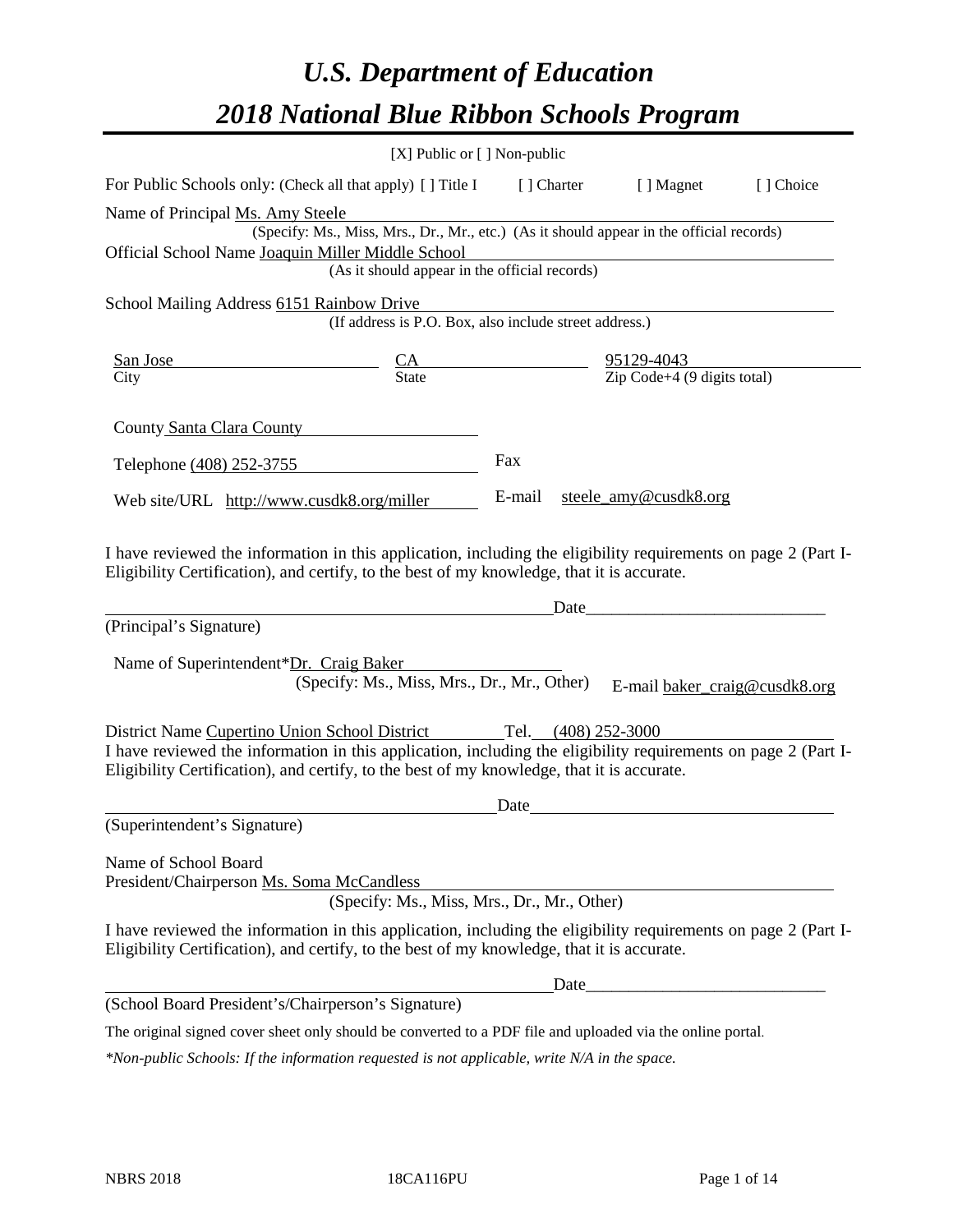# *U.S. Department of Education*

# *2018 National Blue Ribbon Schools Program*

[X] Public or [ ] Non-public

For Public Schools only: (Check all that apply) [ ] Title I [ ] Charter [ ] Magnet [ ] Choice

Name of Principal Ms. Amy Steele
(Specify: Ms., Miss, Mrs., Dr., Mr., etc.) (As it should appear in the official records)

Official School Name Joaquin Miller Middle School
(As it should appear in the official records)

School Mailing Address 6151 Rainbow Drive
(If address is P.O. Box, also include street address.)

| San Jose | CA | 95129-4043 |
|---|---|---|
| City | State | Zip Code+4 (9 digits total) |

County Santa Clara County

Telephone (408) 252-3755 Fax

Web site/URL http://www.cusdk8.org/miller E-mail steele_amy@cusdk8.org

I have reviewed the information in this application, including the eligibility requirements on page 2 (Part I-Eligibility Certification), and certify, to the best of my knowledge, that it is accurate.

_______________________________________ Date_______________________
(Principal's Signature)

Name of Superintendent*Dr. Craig Baker
(Specify: Ms., Miss, Mrs., Dr., Mr., Other) E-mail baker_craig@cusdk8.org

District Name Cupertino Union School District Tel. (408) 252-3000

I have reviewed the information in this application, including the eligibility requirements on page 2 (Part I-Eligibility Certification), and certify, to the best of my knowledge, that it is accurate.

_______________________________________ Date_______________________
(Superintendent's Signature)

Name of School Board
President/Chairperson Ms. Soma McCandless
(Specify: Ms., Miss, Mrs., Dr., Mr., Other)

I have reviewed the information in this application, including the eligibility requirements on page 2 (Part I-Eligibility Certification), and certify, to the best of my knowledge, that it is accurate.

_______________________________________ Date_______________________
(School Board President's/Chairperson's Signature)

The original signed cover sheet only should be converted to a PDF file and uploaded via the online portal.

*\*Non-public Schools: If the information requested is not applicable, write N/A in the space.*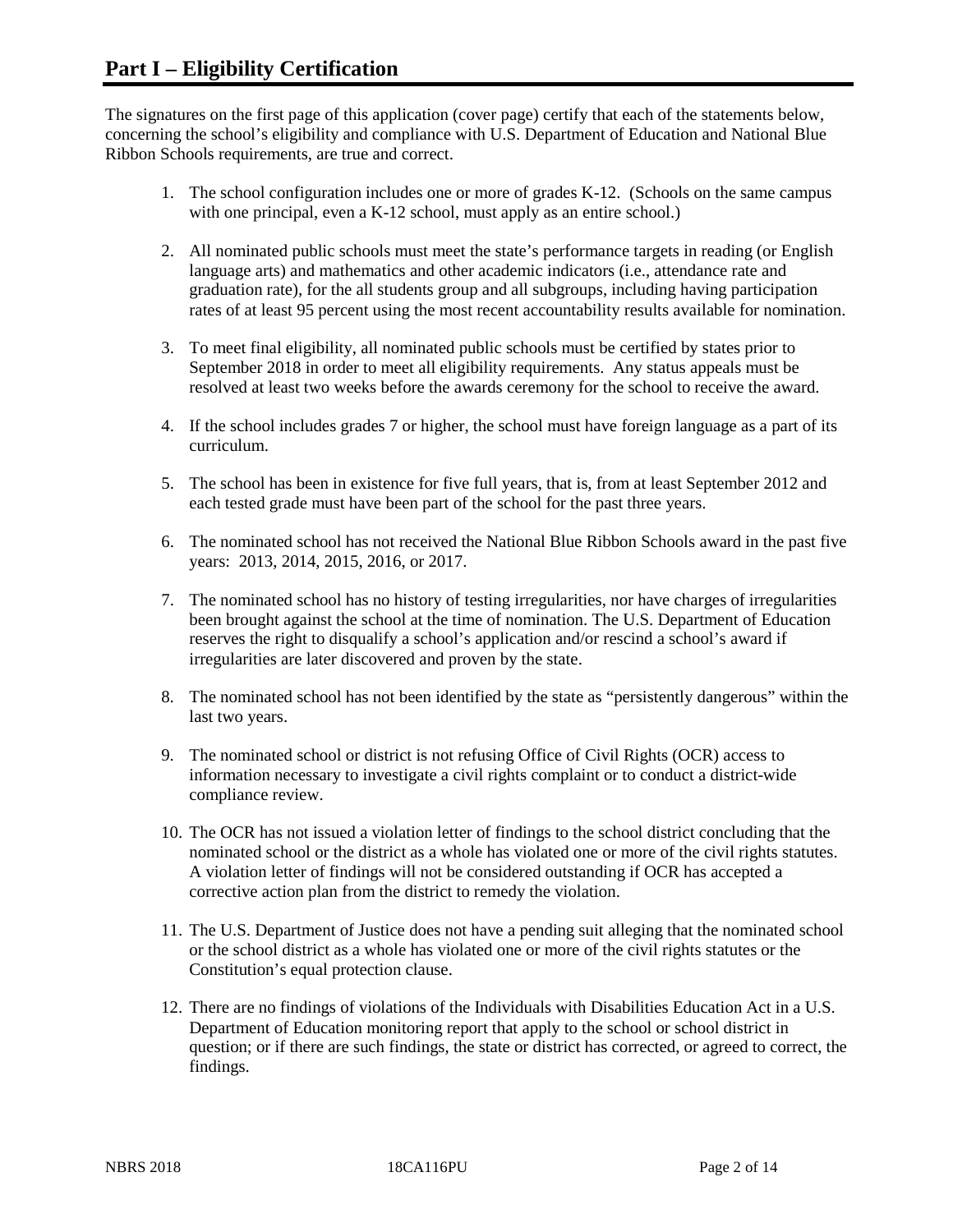# Part I – Eligibility Certification

The signatures on the first page of this application (cover page) certify that each of the statements below, concerning the school's eligibility and compliance with U.S. Department of Education and National Blue Ribbon Schools requirements, are true and correct.

1. The school configuration includes one or more of grades K-12. (Schools on the same campus with one principal, even a K-12 school, must apply as an entire school.)
2. All nominated public schools must meet the state's performance targets in reading (or English language arts) and mathematics and other academic indicators (i.e., attendance rate and graduation rate), for the all students group and all subgroups, including having participation rates of at least 95 percent using the most recent accountability results available for nomination.
3. To meet final eligibility, all nominated public schools must be certified by states prior to September 2018 in order to meet all eligibility requirements. Any status appeals must be resolved at least two weeks before the awards ceremony for the school to receive the award.
4. If the school includes grades 7 or higher, the school must have foreign language as a part of its curriculum.
5. The school has been in existence for five full years, that is, from at least September 2012 and each tested grade must have been part of the school for the past three years.
6. The nominated school has not received the National Blue Ribbon Schools award in the past five years: 2013, 2014, 2015, 2016, or 2017.
7. The nominated school has no history of testing irregularities, nor have charges of irregularities been brought against the school at the time of nomination. The U.S. Department of Education reserves the right to disqualify a school's application and/or rescind a school's award if irregularities are later discovered and proven by the state.
8. The nominated school has not been identified by the state as "persistently dangerous" within the last two years.
9. The nominated school or district is not refusing Office of Civil Rights (OCR) access to information necessary to investigate a civil rights complaint or to conduct a district-wide compliance review.
10. The OCR has not issued a violation letter of findings to the school district concluding that the nominated school or the district as a whole has violated one or more of the civil rights statutes. A violation letter of findings will not be considered outstanding if OCR has accepted a corrective action plan from the district to remedy the violation.
11. The U.S. Department of Justice does not have a pending suit alleging that the nominated school or the school district as a whole has violated one or more of the civil rights statutes or the Constitution's equal protection clause.
12. There are no findings of violations of the Individuals with Disabilities Education Act in a U.S. Department of Education monitoring report that apply to the school or school district in question; or if there are such findings, the state or district has corrected, or agreed to correct, the findings.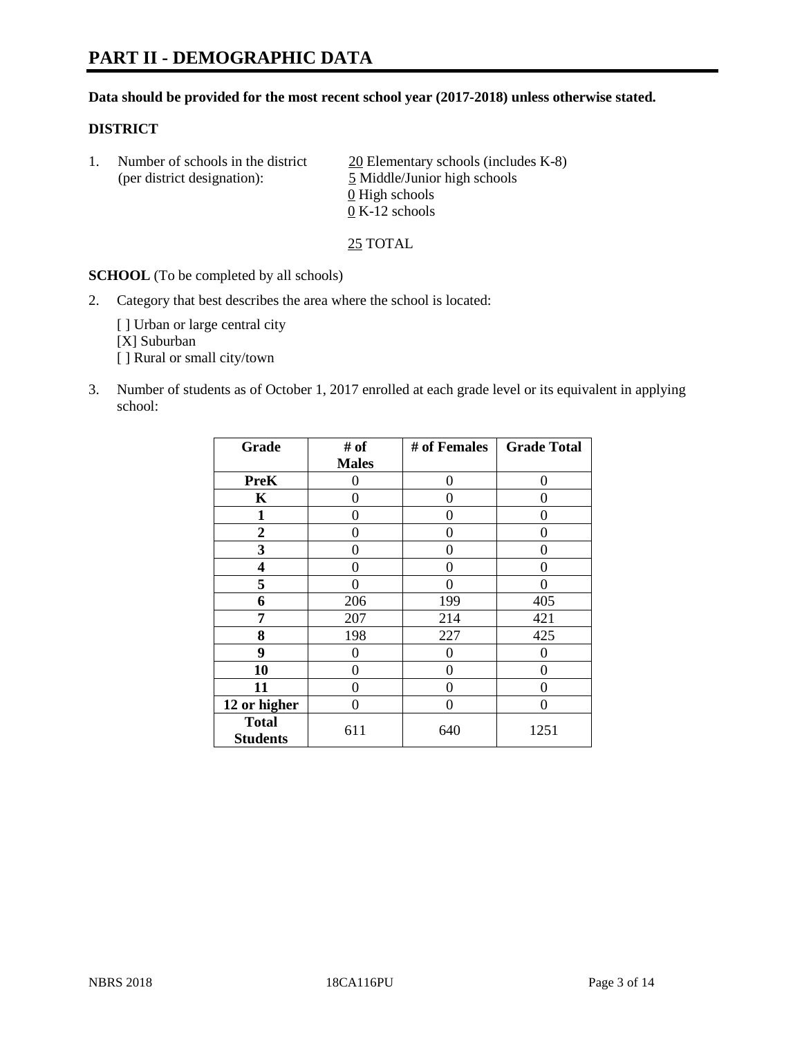# PART II - DEMOGRAPHIC DATA

**Data should be provided for the most recent school year (2017-2018) unless otherwise stated.**

**DISTRICT**

1. Number of schools in the district (per district designation):
   - 20 Elementary schools (includes K-8)
   - 5 Middle/Junior high schools
   - 0 High schools
   - 0 K-12 schools

   25 TOTAL

**SCHOOL** (To be completed by all schools)

2. Category that best describes the area where the school is located:

   [ ] Urban or large central city
   [X] Suburban
   [ ] Rural or small city/town

3. Number of students as of October 1, 2017 enrolled at each grade level or its equivalent in applying school:

| Grade | # of Males | # of Females | Grade Total |
|---|---|---|---|
| PreK | 0 | 0 | 0 |
| K | 0 | 0 | 0 |
| 1 | 0 | 0 | 0 |
| 2 | 0 | 0 | 0 |
| 3 | 0 | 0 | 0 |
| 4 | 0 | 0 | 0 |
| 5 | 0 | 0 | 0 |
| 6 | 206 | 199 | 405 |
| 7 | 207 | 214 | 421 |
| 8 | 198 | 227 | 425 |
| 9 | 0 | 0 | 0 |
| 10 | 0 | 0 | 0 |
| 11 | 0 | 0 | 0 |
| 12 or higher | 0 | 0 | 0 |
| Total Students | 611 | 640 | 1251 |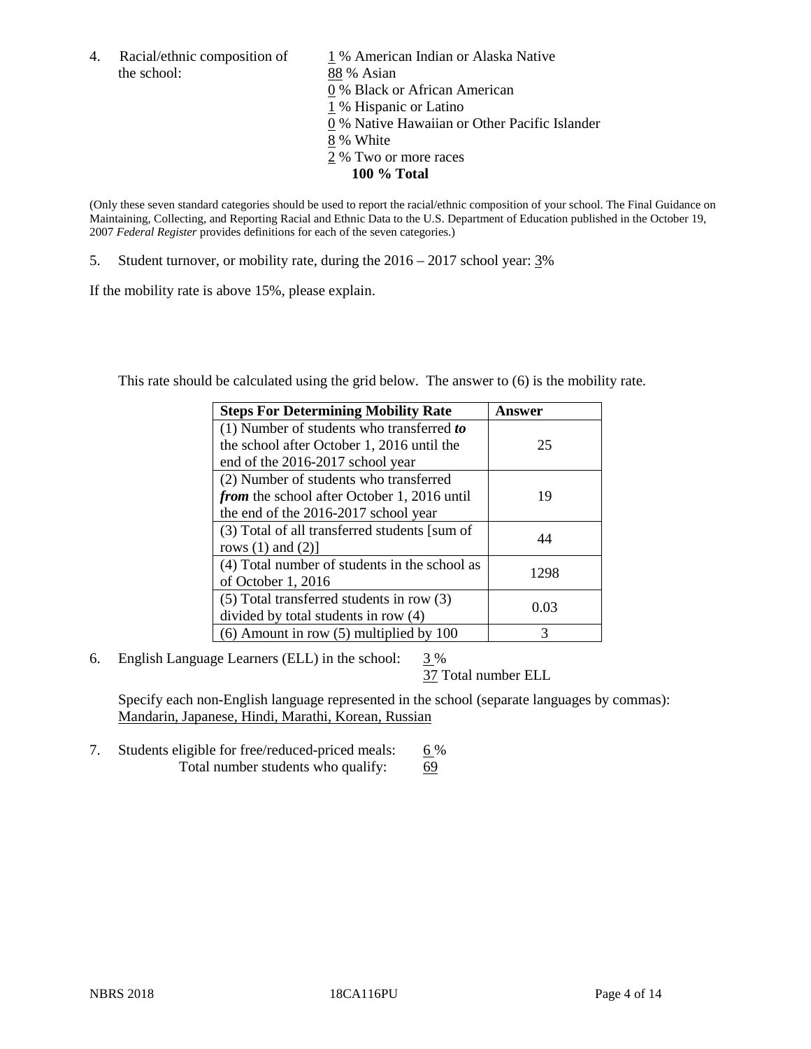4. Racial/ethnic composition of the school:

1 % American Indian or Alaska Native
88 % Asian
0 % Black or African American
1 % Hispanic or Latino
0 % Native Hawaiian or Other Pacific Islander
8 % White
2 % Two or more races
**100 % Total**

(Only these seven standard categories should be used to report the racial/ethnic composition of your school. The Final Guidance on Maintaining, Collecting, and Reporting Racial and Ethnic Data to the U.S. Department of Education published in the October 19, 2007 *Federal Register* provides definitions for each of the seven categories.)

5. Student turnover, or mobility rate, during the 2016 – 2017 school year: 3%

If the mobility rate is above 15%, please explain.

This rate should be calculated using the grid below. The answer to (6) is the mobility rate.

| **Steps For Determining Mobility Rate** | **Answer** |
|---|---|
| (1) Number of students who transferred ***to*** the school after October 1, 2016 until the end of the 2016-2017 school year | 25 |
| (2) Number of students who transferred ***from*** the school after October 1, 2016 until the end of the 2016-2017 school year | 19 |
| (3) Total of all transferred students [sum of rows (1) and (2)] | 44 |
| (4) Total number of students in the school as of October 1, 2016 | 1298 |
| (5) Total transferred students in row (3) divided by total students in row (4) | 0.03 |
| (6) Amount in row (5) multiplied by 100 | 3 |

6. English Language Learners (ELL) in the school: 3 %
37 Total number ELL

Specify each non-English language represented in the school (separate languages by commas):
Mandarin, Japanese, Hindi, Marathi, Korean, Russian

7. Students eligible for free/reduced-priced meals: 6 %
Total number students who qualify: 69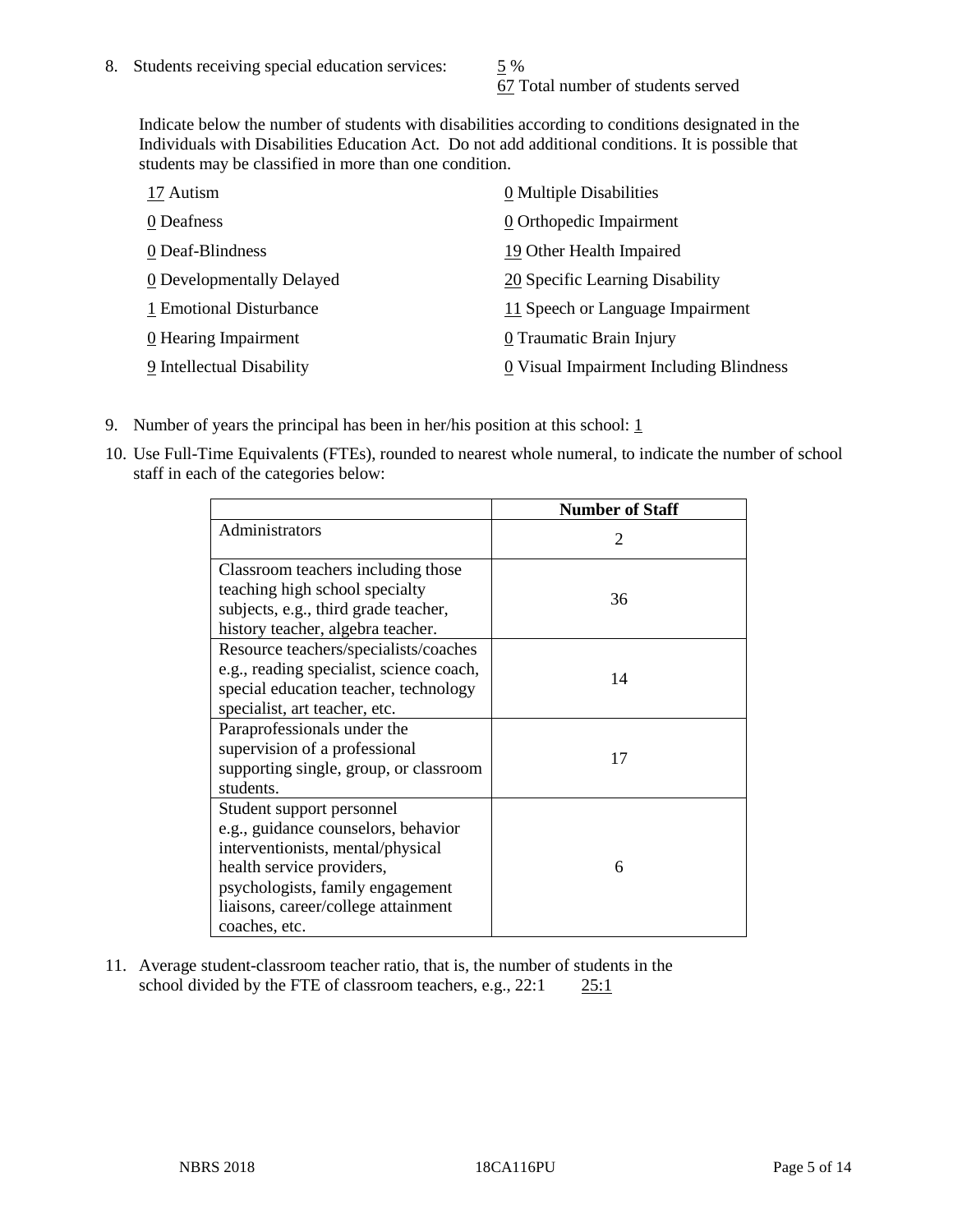8. Students receiving special education services: 5 %
   67 Total number of students served

   Indicate below the number of students with disabilities according to conditions designated in the Individuals with Disabilities Education Act. Do not add additional conditions. It is possible that students may be classified in more than one condition.

   17 Autism
   0 Deafness
   0 Deaf-Blindness
   0 Developmentally Delayed
   1 Emotional Disturbance
   0 Hearing Impairment
   9 Intellectual Disability
   0 Multiple Disabilities
   0 Orthopedic Impairment
   19 Other Health Impaired
   20 Specific Learning Disability
   11 Speech or Language Impairment
   0 Traumatic Brain Injury
   0 Visual Impairment Including Blindness

9. Number of years the principal has been in her/his position at this school: 1

10. Use Full-Time Equivalents (FTEs), rounded to nearest whole numeral, to indicate the number of school staff in each of the categories below:

| | Number of Staff |
|---|---|
| Administrators | 2 |
| Classroom teachers including those teaching high school specialty subjects, e.g., third grade teacher, history teacher, algebra teacher. | 36 |
| Resource teachers/specialists/coaches e.g., reading specialist, science coach, special education teacher, technology specialist, art teacher, etc. | 14 |
| Paraprofessionals under the supervision of a professional supporting single, group, or classroom students. | 17 |
| Student support personnel e.g., guidance counselors, behavior interventionists, mental/physical health service providers, psychologists, family engagement liaisons, career/college attainment coaches, etc. | 6 |

11. Average student-classroom teacher ratio, that is, the number of students in the school divided by the FTE of classroom teachers, e.g., 22:1 25:1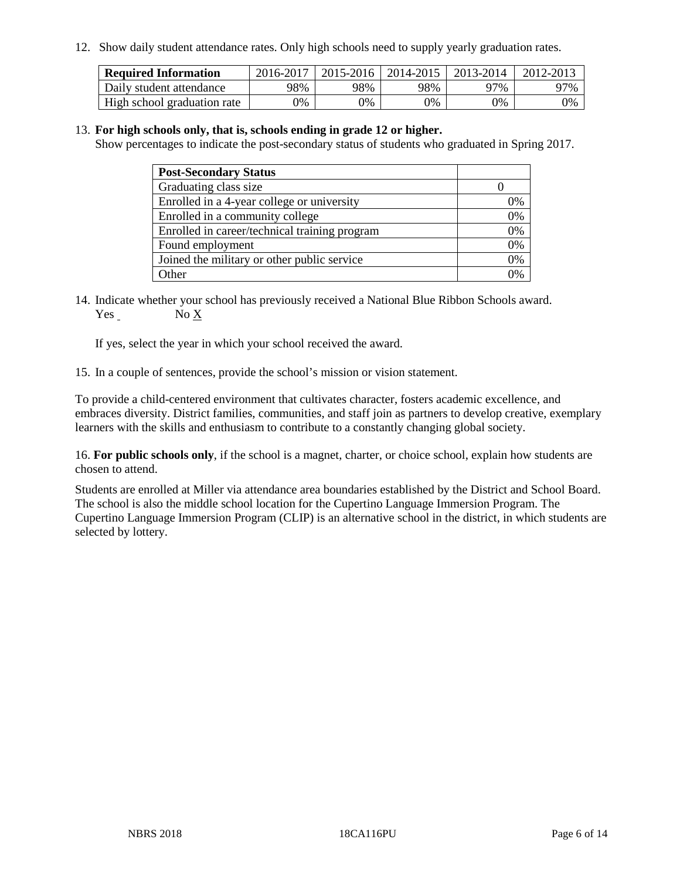12. Show daily student attendance rates. Only high schools need to supply yearly graduation rates.

| Required Information | 2016-2017 | 2015-2016 | 2014-2015 | 2013-2014 | 2012-2013 |
|---|---|---|---|---|---|
| Daily student attendance | 98% | 98% | 98% | 97% | 97% |
| High school graduation rate | 0% | 0% | 0% | 0% | 0% |

13. **For high schools only, that is, schools ending in grade 12 or higher.**
Show percentages to indicate the post-secondary status of students who graduated in Spring 2017.

| Post-Secondary Status | |
|---|---|
| Graduating class size | 0 |
| Enrolled in a 4-year college or university | 0% |
| Enrolled in a community college | 0% |
| Enrolled in career/technical training program | 0% |
| Found employment | 0% |
| Joined the military or other public service | 0% |
| Other | 0% |

14. Indicate whether your school has previously received a National Blue Ribbon Schools award.
Yes     No X

If yes, select the year in which your school received the award.

15. In a couple of sentences, provide the school's mission or vision statement.

To provide a child-centered environment that cultivates character, fosters academic excellence, and embraces diversity. District families, communities, and staff join as partners to develop creative, exemplary learners with the skills and enthusiasm to contribute to a constantly changing global society.

16. **For public schools only**, if the school is a magnet, charter, or choice school, explain how students are chosen to attend.

Students are enrolled at Miller via attendance area boundaries established by the District and School Board. The school is also the middle school location for the Cupertino Language Immersion Program. The Cupertino Language Immersion Program (CLIP) is an alternative school in the district, in which students are selected by lottery.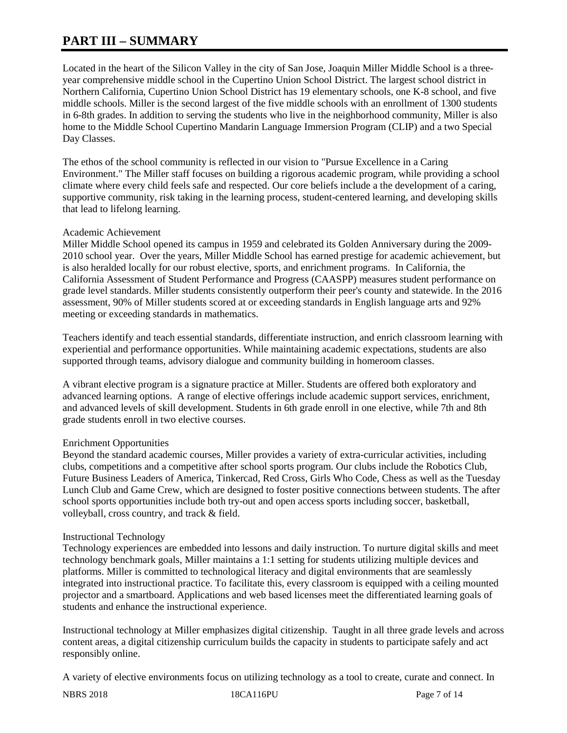# PART III – SUMMARY

Located in the heart of the Silicon Valley in the city of San Jose, Joaquin Miller Middle School is a three-year comprehensive middle school in the Cupertino Union School District. The largest school district in Northern California, Cupertino Union School District has 19 elementary schools, one K-8 school, and five middle schools. Miller is the second largest of the five middle schools with an enrollment of 1300 students in 6-8th grades. In addition to serving the students who live in the neighborhood community, Miller is also home to the Middle School Cupertino Mandarin Language Immersion Program (CLIP) and a two Special Day Classes.

The ethos of the school community is reflected in our vision to "Pursue Excellence in a Caring Environment." The Miller staff focuses on building a rigorous academic program, while providing a school climate where every child feels safe and respected. Our core beliefs include a the development of a caring, supportive community, risk taking in the learning process, student-centered learning, and developing skills that lead to lifelong learning.

Academic Achievement
Miller Middle School opened its campus in 1959 and celebrated its Golden Anniversary during the 2009-2010 school year. Over the years, Miller Middle School has earned prestige for academic achievement, but is also heralded locally for our robust elective, sports, and enrichment programs. In California, the California Assessment of Student Performance and Progress (CAASPP) measures student performance on grade level standards. Miller students consistently outperform their peer's county and statewide. In the 2016 assessment, 90% of Miller students scored at or exceeding standards in English language arts and 92% meeting or exceeding standards in mathematics.

Teachers identify and teach essential standards, differentiate instruction, and enrich classroom learning with experiential and performance opportunities. While maintaining academic expectations, students are also supported through teams, advisory dialogue and community building in homeroom classes.

A vibrant elective program is a signature practice at Miller. Students are offered both exploratory and advanced learning options. A range of elective offerings include academic support services, enrichment, and advanced levels of skill development. Students in 6th grade enroll in one elective, while 7th and 8th grade students enroll in two elective courses.

Enrichment Opportunities
Beyond the standard academic courses, Miller provides a variety of extra-curricular activities, including clubs, competitions and a competitive after school sports program. Our clubs include the Robotics Club, Future Business Leaders of America, Tinkercad, Red Cross, Girls Who Code, Chess as well as the Tuesday Lunch Club and Game Crew, which are designed to foster positive connections between students. The after school sports opportunities include both try-out and open access sports including soccer, basketball, volleyball, cross country, and track & field.

Instructional Technology
Technology experiences are embedded into lessons and daily instruction. To nurture digital skills and meet technology benchmark goals, Miller maintains a 1:1 setting for students utilizing multiple devices and platforms. Miller is committed to technological literacy and digital environments that are seamlessly integrated into instructional practice. To facilitate this, every classroom is equipped with a ceiling mounted projector and a smartboard. Applications and web based licenses meet the differentiated learning goals of students and enhance the instructional experience.

Instructional technology at Miller emphasizes digital citizenship. Taught in all three grade levels and across content areas, a digital citizenship curriculum builds the capacity in students to participate safely and act responsibly online.

A variety of elective environments focus on utilizing technology as a tool to create, curate and connect. In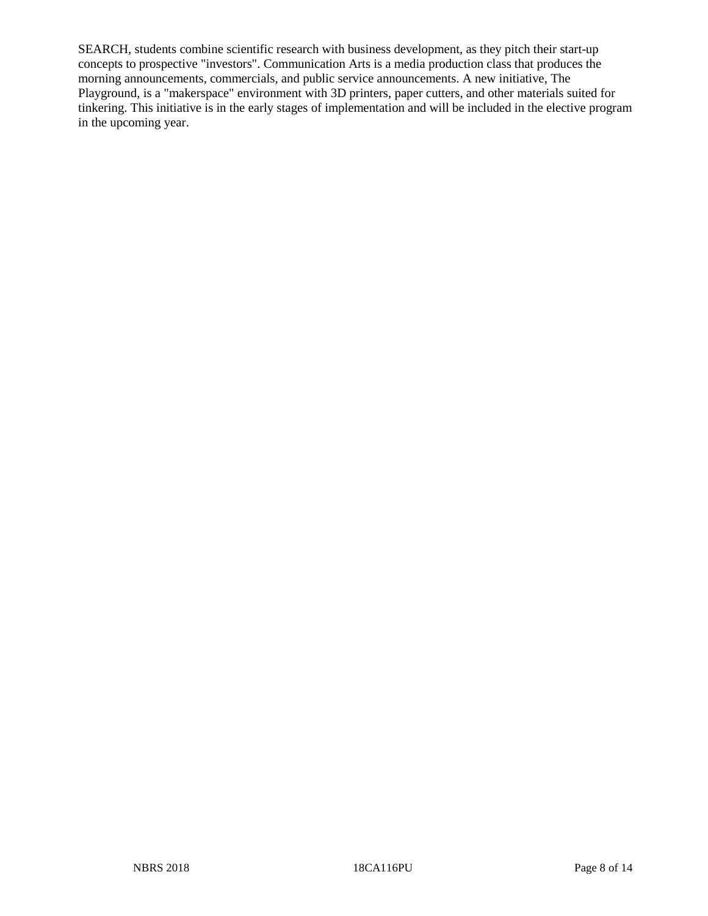SEARCH, students combine scientific research with business development, as they pitch their start-up concepts to prospective "investors". Communication Arts is a media production class that produces the morning announcements, commercials, and public service announcements. A new initiative, The Playground, is a "makerspace" environment with 3D printers, paper cutters, and other materials suited for tinkering. This initiative is in the early stages of implementation and will be included in the elective program in the upcoming year.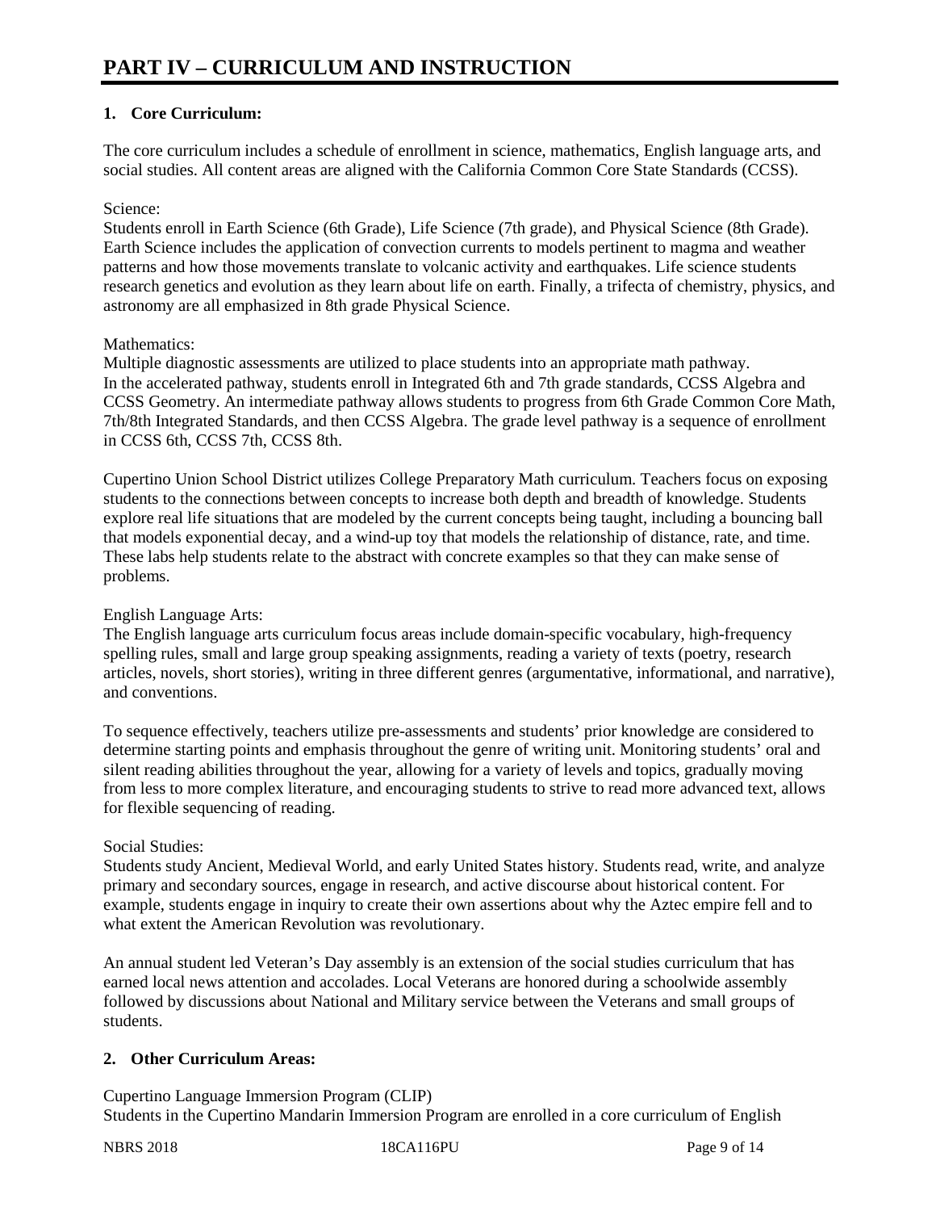# PART IV – CURRICULUM AND INSTRUCTION

## 1. Core Curriculum:

The core curriculum includes a schedule of enrollment in science, mathematics, English language arts, and social studies. All content areas are aligned with the California Common Core State Standards (CCSS).

Science:
Students enroll in Earth Science (6th Grade), Life Science (7th grade), and Physical Science (8th Grade). Earth Science includes the application of convection currents to models pertinent to magma and weather patterns and how those movements translate to volcanic activity and earthquakes. Life science students research genetics and evolution as they learn about life on earth. Finally, a trifecta of chemistry, physics, and astronomy are all emphasized in 8th grade Physical Science.

Mathematics:
Multiple diagnostic assessments are utilized to place students into an appropriate math pathway.
In the accelerated pathway, students enroll in Integrated 6th and 7th grade standards, CCSS Algebra and CCSS Geometry. An intermediate pathway allows students to progress from 6th Grade Common Core Math, 7th/8th Integrated Standards, and then CCSS Algebra. The grade level pathway is a sequence of enrollment in CCSS 6th, CCSS 7th, CCSS 8th.

Cupertino Union School District utilizes College Preparatory Math curriculum. Teachers focus on exposing students to the connections between concepts to increase both depth and breadth of knowledge. Students explore real life situations that are modeled by the current concepts being taught, including a bouncing ball that models exponential decay, and a wind-up toy that models the relationship of distance, rate, and time. These labs help students relate to the abstract with concrete examples so that they can make sense of problems.

English Language Arts:
The English language arts curriculum focus areas include domain-specific vocabulary, high-frequency spelling rules, small and large group speaking assignments, reading a variety of texts (poetry, research articles, novels, short stories), writing in three different genres (argumentative, informational, and narrative), and conventions.

To sequence effectively, teachers utilize pre-assessments and students' prior knowledge are considered to determine starting points and emphasis throughout the genre of writing unit. Monitoring students' oral and silent reading abilities throughout the year, allowing for a variety of levels and topics, gradually moving from less to more complex literature, and encouraging students to strive to read more advanced text, allows for flexible sequencing of reading.

Social Studies:
Students study Ancient, Medieval World, and early United States history. Students read, write, and analyze primary and secondary sources, engage in research, and active discourse about historical content. For example, students engage in inquiry to create their own assertions about why the Aztec empire fell and to what extent the American Revolution was revolutionary.

An annual student led Veteran's Day assembly is an extension of the social studies curriculum that has earned local news attention and accolades. Local Veterans are honored during a schoolwide assembly followed by discussions about National and Military service between the Veterans and small groups of students.

## 2. Other Curriculum Areas:

Cupertino Language Immersion Program (CLIP)
Students in the Cupertino Mandarin Immersion Program are enrolled in a core curriculum of English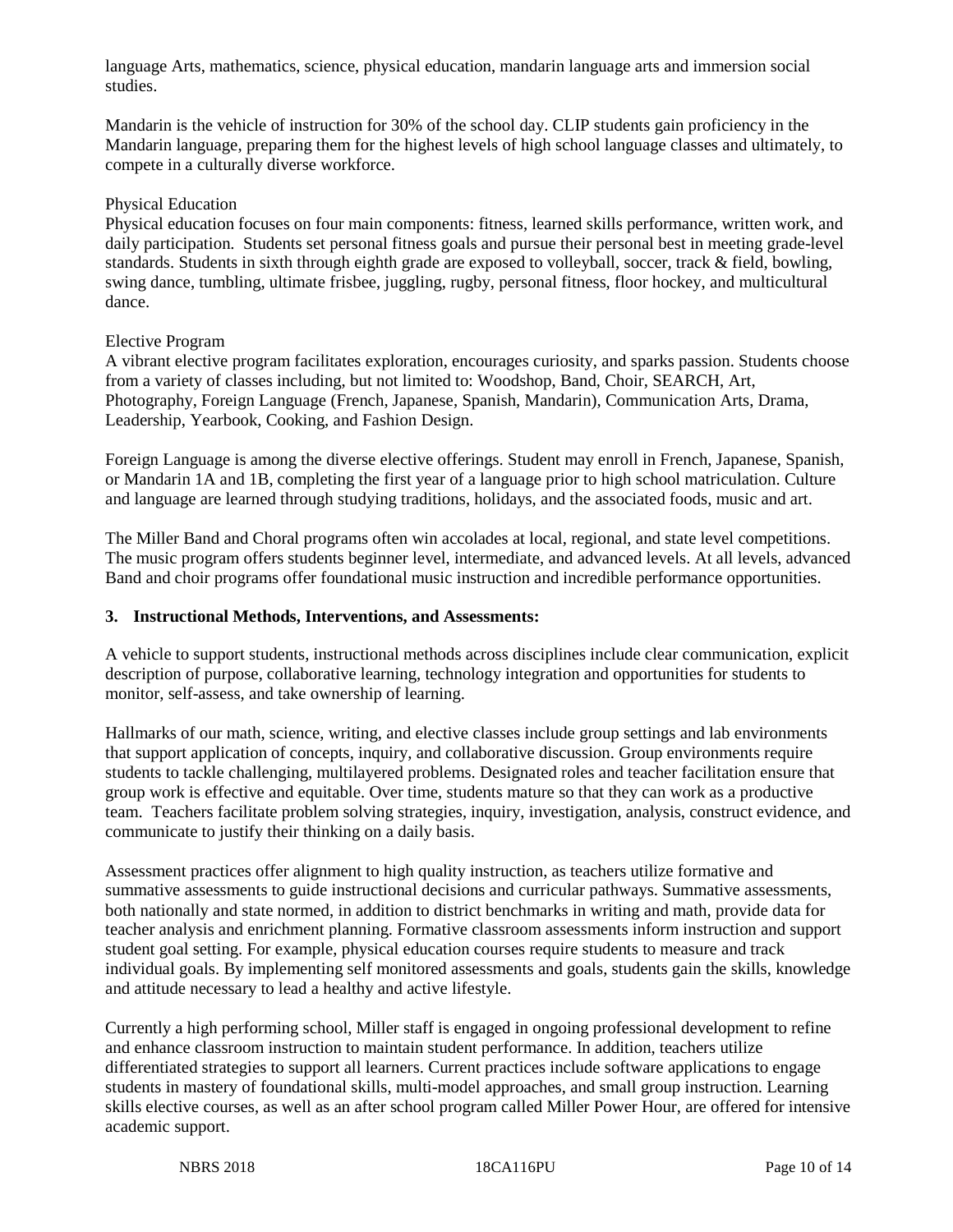language Arts, mathematics, science, physical education, mandarin language arts and immersion social studies.

Mandarin is the vehicle of instruction for 30% of the school day. CLIP students gain proficiency in the Mandarin language, preparing them for the highest levels of high school language classes and ultimately, to compete in a culturally diverse workforce.

Physical Education

Physical education focuses on four main components: fitness, learned skills performance, written work, and daily participation. Students set personal fitness goals and pursue their personal best in meeting grade-level standards. Students in sixth through eighth grade are exposed to volleyball, soccer, track & field, bowling, swing dance, tumbling, ultimate frisbee, juggling, rugby, personal fitness, floor hockey, and multicultural dance.

Elective Program

A vibrant elective program facilitates exploration, encourages curiosity, and sparks passion. Students choose from a variety of classes including, but not limited to: Woodshop, Band, Choir, SEARCH, Art, Photography, Foreign Language (French, Japanese, Spanish, Mandarin), Communication Arts, Drama, Leadership, Yearbook, Cooking, and Fashion Design.

Foreign Language is among the diverse elective offerings. Student may enroll in French, Japanese, Spanish, or Mandarin 1A and 1B, completing the first year of a language prior to high school matriculation. Culture and language are learned through studying traditions, holidays, and the associated foods, music and art.

The Miller Band and Choral programs often win accolades at local, regional, and state level competitions. The music program offers students beginner level, intermediate, and advanced levels. At all levels, advanced Band and choir programs offer foundational music instruction and incredible performance opportunities.

**3. Instructional Methods, Interventions, and Assessments:**

A vehicle to support students, instructional methods across disciplines include clear communication, explicit description of purpose, collaborative learning, technology integration and opportunities for students to monitor, self-assess, and take ownership of learning.

Hallmarks of our math, science, writing, and elective classes include group settings and lab environments that support application of concepts, inquiry, and collaborative discussion. Group environments require students to tackle challenging, multilayered problems. Designated roles and teacher facilitation ensure that group work is effective and equitable. Over time, students mature so that they can work as a productive team. Teachers facilitate problem solving strategies, inquiry, investigation, analysis, construct evidence, and communicate to justify their thinking on a daily basis.

Assessment practices offer alignment to high quality instruction, as teachers utilize formative and summative assessments to guide instructional decisions and curricular pathways. Summative assessments, both nationally and state normed, in addition to district benchmarks in writing and math, provide data for teacher analysis and enrichment planning. Formative classroom assessments inform instruction and support student goal setting. For example, physical education courses require students to measure and track individual goals. By implementing self monitored assessments and goals, students gain the skills, knowledge and attitude necessary to lead a healthy and active lifestyle.

Currently a high performing school, Miller staff is engaged in ongoing professional development to refine and enhance classroom instruction to maintain student performance. In addition, teachers utilize differentiated strategies to support all learners. Current practices include software applications to engage students in mastery of foundational skills, multi-model approaches, and small group instruction. Learning skills elective courses, as well as an after school program called Miller Power Hour, are offered for intensive academic support.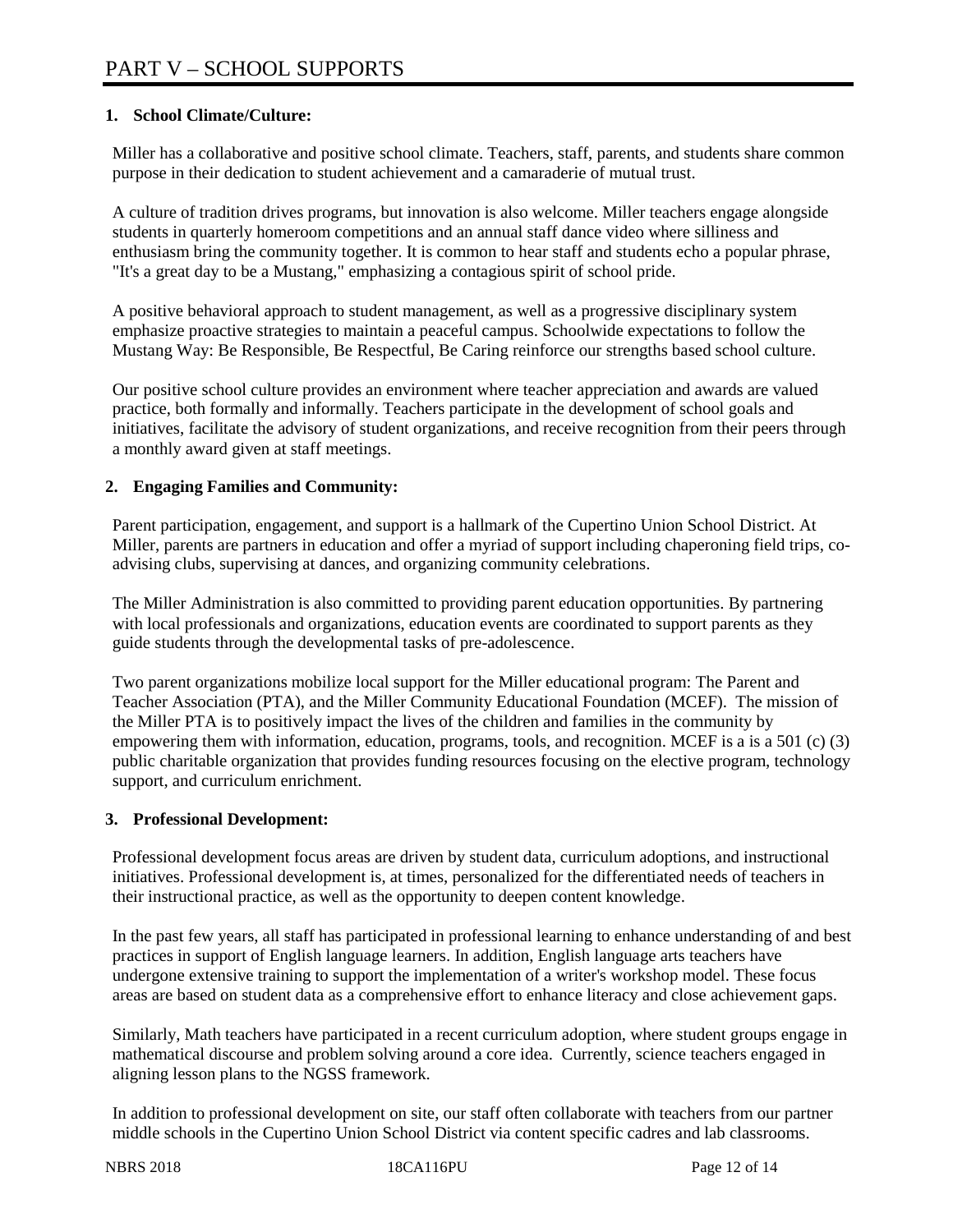# PART V – SCHOOL SUPPORTS

## 1. School Climate/Culture:

Miller has a collaborative and positive school climate. Teachers, staff, parents, and students share common purpose in their dedication to student achievement and a camaraderie of mutual trust.

A culture of tradition drives programs, but innovation is also welcome. Miller teachers engage alongside students in quarterly homeroom competitions and an annual staff dance video where silliness and enthusiasm bring the community together. It is common to hear staff and students echo a popular phrase, "It's a great day to be a Mustang," emphasizing a contagious spirit of school pride.

A positive behavioral approach to student management, as well as a progressive disciplinary system emphasize proactive strategies to maintain a peaceful campus. Schoolwide expectations to follow the Mustang Way: Be Responsible, Be Respectful, Be Caring reinforce our strengths based school culture.

Our positive school culture provides an environment where teacher appreciation and awards are valued practice, both formally and informally. Teachers participate in the development of school goals and initiatives, facilitate the advisory of student organizations, and receive recognition from their peers through a monthly award given at staff meetings.

## 2. Engaging Families and Community:

Parent participation, engagement, and support is a hallmark of the Cupertino Union School District. At Miller, parents are partners in education and offer a myriad of support including chaperoning field trips, co-advising clubs, supervising at dances, and organizing community celebrations.

The Miller Administration is also committed to providing parent education opportunities. By partnering with local professionals and organizations, education events are coordinated to support parents as they guide students through the developmental tasks of pre-adolescence.

Two parent organizations mobilize local support for the Miller educational program: The Parent and Teacher Association (PTA), and the Miller Community Educational Foundation (MCEF). The mission of the Miller PTA is to positively impact the lives of the children and families in the community by empowering them with information, education, programs, tools, and recognition. MCEF is a is a 501 (c) (3) public charitable organization that provides funding resources focusing on the elective program, technology support, and curriculum enrichment.

## 3. Professional Development:

Professional development focus areas are driven by student data, curriculum adoptions, and instructional initiatives. Professional development is, at times, personalized for the differentiated needs of teachers in their instructional practice, as well as the opportunity to deepen content knowledge.

In the past few years, all staff has participated in professional learning to enhance understanding of and best practices in support of English language learners. In addition, English language arts teachers have undergone extensive training to support the implementation of a writer's workshop model. These focus areas are based on student data as a comprehensive effort to enhance literacy and close achievement gaps.

Similarly, Math teachers have participated in a recent curriculum adoption, where student groups engage in mathematical discourse and problem solving around a core idea. Currently, science teachers engaged in aligning lesson plans to the NGSS framework.

In addition to professional development on site, our staff often collaborate with teachers from our partner middle schools in the Cupertino Union School District via content specific cadres and lab classrooms.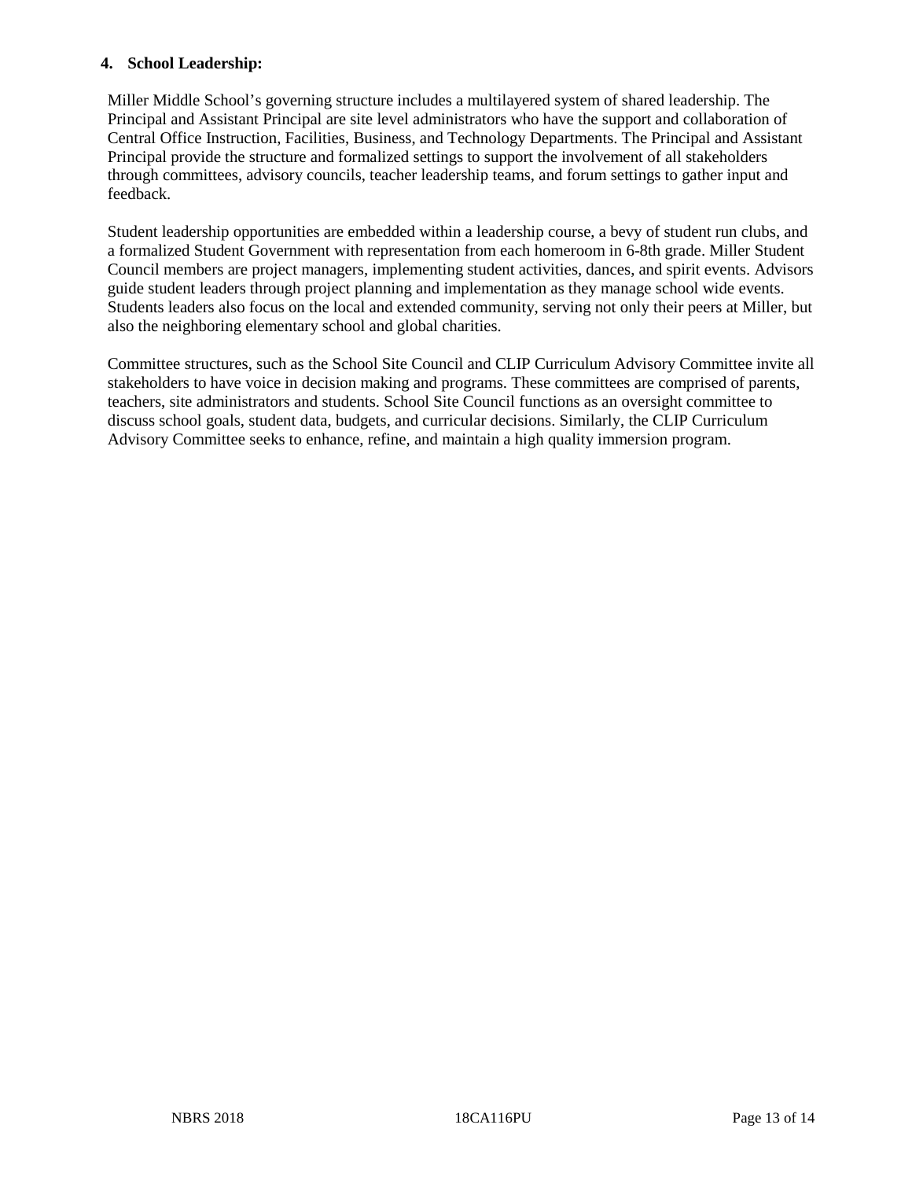**4. School Leadership:**

Miller Middle School's governing structure includes a multilayered system of shared leadership. The Principal and Assistant Principal are site level administrators who have the support and collaboration of Central Office Instruction, Facilities, Business, and Technology Departments. The Principal and Assistant Principal provide the structure and formalized settings to support the involvement of all stakeholders through committees, advisory councils, teacher leadership teams, and forum settings to gather input and feedback.

Student leadership opportunities are embedded within a leadership course, a bevy of student run clubs, and a formalized Student Government with representation from each homeroom in 6-8th grade. Miller Student Council members are project managers, implementing student activities, dances, and spirit events. Advisors guide student leaders through project planning and implementation as they manage school wide events. Students leaders also focus on the local and extended community, serving not only their peers at Miller, but also the neighboring elementary school and global charities.

Committee structures, such as the School Site Council and CLIP Curriculum Advisory Committee invite all stakeholders to have voice in decision making and programs. These committees are comprised of parents, teachers, site administrators and students. School Site Council functions as an oversight committee to discuss school goals, student data, budgets, and curricular decisions. Similarly, the CLIP Curriculum Advisory Committee seeks to enhance, refine, and maintain a high quality immersion program.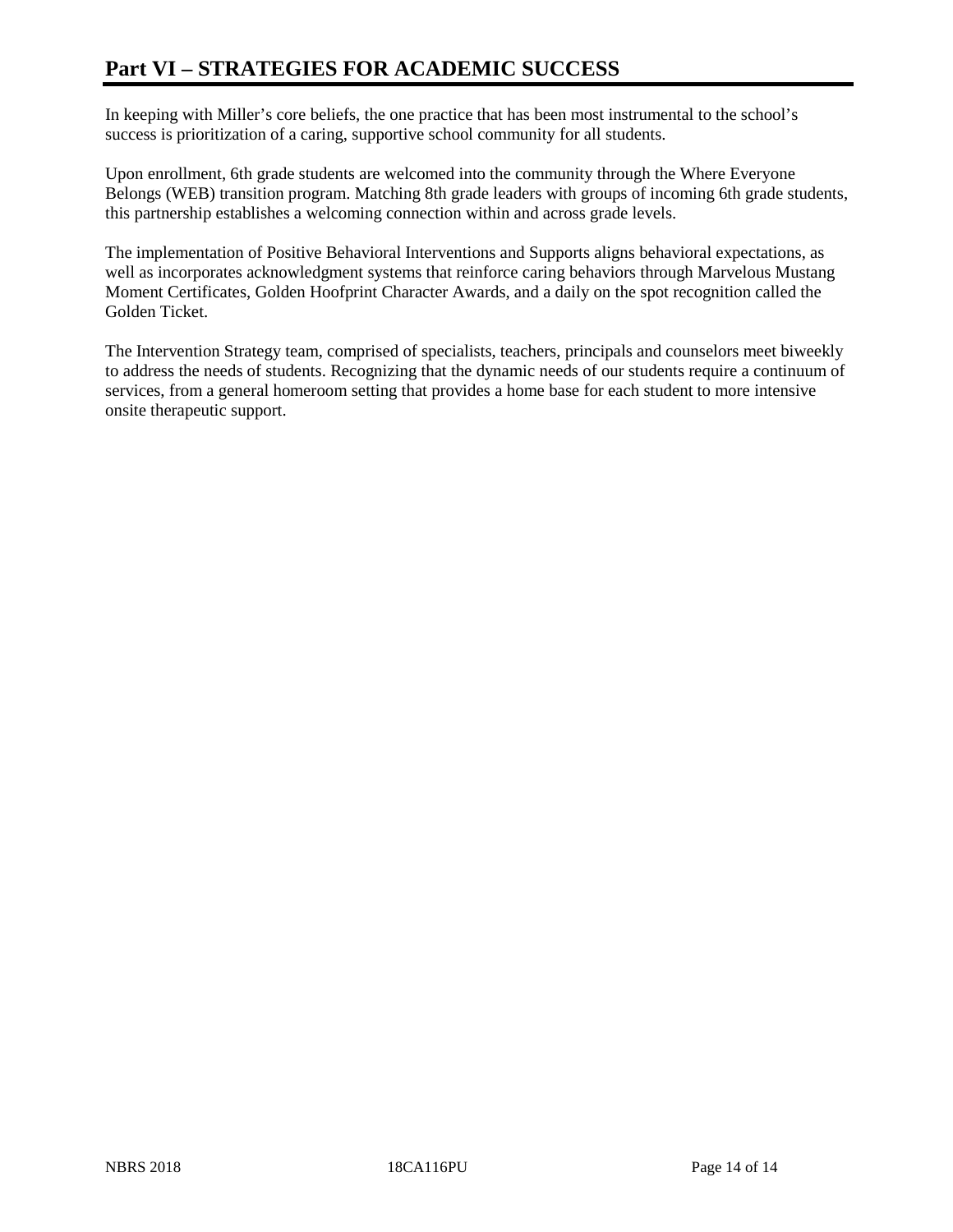# Part VI – STRATEGIES FOR ACADEMIC SUCCESS

In keeping with Miller's core beliefs, the one practice that has been most instrumental to the school's success is prioritization of a caring, supportive school community for all students.

Upon enrollment, 6th grade students are welcomed into the community through the Where Everyone Belongs (WEB) transition program. Matching 8th grade leaders with groups of incoming 6th grade students, this partnership establishes a welcoming connection within and across grade levels.

The implementation of Positive Behavioral Interventions and Supports aligns behavioral expectations, as well as incorporates acknowledgment systems that reinforce caring behaviors through Marvelous Mustang Moment Certificates, Golden Hoofprint Character Awards, and a daily on the spot recognition called the Golden Ticket.

The Intervention Strategy team, comprised of specialists, teachers, principals and counselors meet biweekly to address the needs of students. Recognizing that the dynamic needs of our students require a continuum of services, from a general homeroom setting that provides a home base for each student to more intensive onsite therapeutic support.